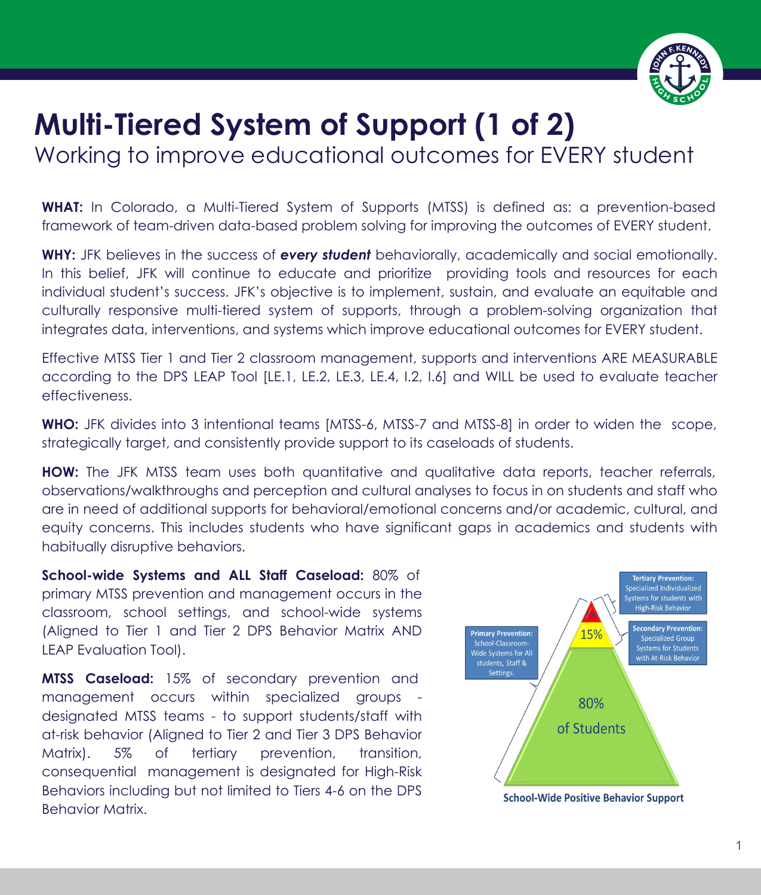# Multi-Tiered System of Support (1 of 2)

Working to improve educational outcomes for EVERY student

**WHAT:** In Colorado, a Multi-Tiered System of Supports (MTSS) is defined as: a prevention-based framework of team-driven data-based problem solving for improving the outcomes of EVERY student.

**WHY:** JFK believes in the success of ***every student*** behaviorally, academically and social emotionally. In this belief, JFK will continue to educate and prioritize providing tools and resources for each individual student's success. JFK's objective is to implement, sustain, and evaluate an equitable and culturally responsive multi-tiered system of supports, through a problem-solving organization that integrates data, interventions, and systems which improve educational outcomes for EVERY student.

Effective MTSS Tier 1 and Tier 2 classroom management, supports and interventions ARE MEASURABLE according to the DPS LEAP Tool [LE.1, LE.2, LE.3, LE.4, I.2, I.6] and WILL be used to evaluate teacher effectiveness.

**WHO:** JFK divides into 3 intentional teams [MTSS-6, MTSS-7 and MTSS-8] in order to widen the scope, strategically target, and consistently provide support to its caseloads of students.

**HOW:** The JFK MTSS team uses both quantitative and qualitative data reports, teacher referrals, observations/walkthroughs and perception and cultural analyses to focus in on students and staff who are in need of additional supports for behavioral/emotional concerns and/or academic, cultural, and equity concerns. This includes students who have significant gaps in academics and students with habitually disruptive behaviors.

**School-wide Systems and ALL Staff Caseload:** 80% of primary MTSS prevention and management occurs in the classroom, school settings, and school-wide systems (Aligned to Tier 1 and Tier 2 DPS Behavior Matrix AND LEAP Evaluation Tool).

**MTSS Caseload:** 15% of secondary prevention and management occurs within specialized groups - designated MTSS teams - to support students/staff with at-risk behavior (Aligned to Tier 2 and Tier 3 DPS Behavior Matrix). 5% of tertiary prevention, transition, consequential management is designated for High-Risk Behaviors including but not limited to Tiers 4-6 on the DPS Behavior Matrix.

**Tertiary Prevention:** Specialized Individualized Systems for students with High-Risk Behavior

**Secondary Prevention:** Specialized Group Systems for Students with At-Risk Behavior

**Primary Prevention:** School-Classroom-Wide Systems for All students, Staff & Settings.

5%

15%

80%
of Students

**School-Wide Positive Behavior Support**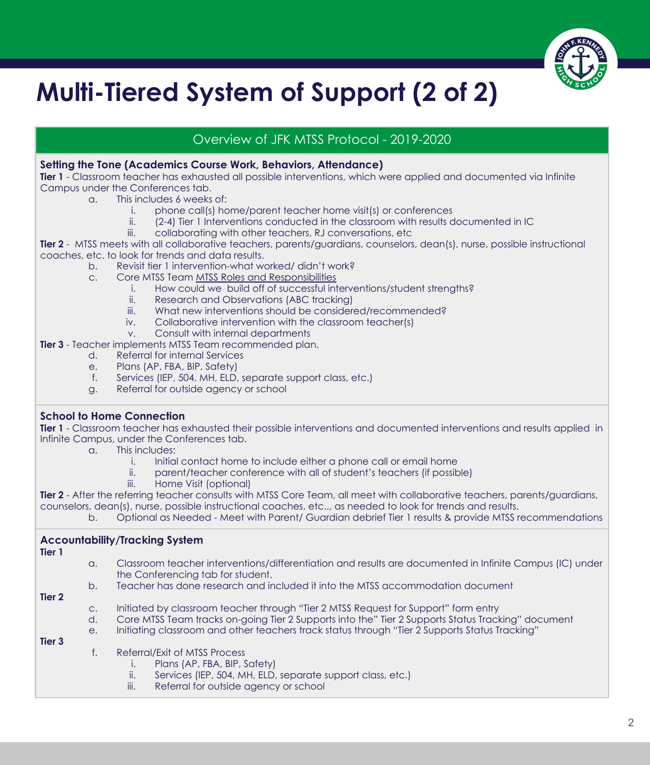# Multi-Tiered System of Support (2 of 2)

## Overview of JFK MTSS Protocol - 2019-2020

**Setting the Tone (Academics Course Work, Behaviors, Attendance)**

**Tier 1** - Classroom teacher has exhausted all possible interventions, which were applied and documented via Infinite Campus under the Conferences tab.

- a. This includes 6 weeks of:
  - i. phone call(s) home/parent teacher home visit(s) or conferences
  - ii. (2-4) Tier 1 Interventions conducted in the classroom with results documented in IC
  - iii. collaborating with other teachers, RJ conversations, etc

**Tier 2** - MTSS meets with all collaborative teachers, parents/guardians, counselors, dean(s), nurse, possible instructional coaches, etc. to look for trends and data results.

- b. Revisit tier 1 intervention-what worked/ didn't work?
- c. Core MTSS Team MTSS Roles and Responsibilities
  - i. How could we build off of successful interventions/student strengths?
  - ii. Research and Observations (ABC tracking)
  - iii. What new interventions should be considered/recommended?
  - iv. Collaborative intervention with the classroom teacher(s)
  - v. Consult with internal departments

**Tier 3** - Teacher implements MTSS Team recommended plan.

- d. Referral for internal Services
- e. Plans (AP, FBA, BIP, Safety)
- f. Services (IEP, 504, MH, ELD, separate support class, etc.)
- g. Referral for outside agency or school

**School to Home Connection**

**Tier 1** - Classroom teacher has exhausted their possible interventions and documented interventions and results applied in Infinite Campus, under the Conferences tab.

- a. This includes:
  - i. Initial contact home to include either a phone call or email home
  - ii. parent/teacher conference with all of student's teachers (if possible)
  - iii. Home Visit (optional)

**Tier 2** - After the referring teacher consults with MTSS Core Team, all meet with collaborative teachers, parents/guardians, counselors, dean(s), nurse, possible instructional coaches, etc.., as needed to look for trends and results.

- b. Optional as Needed - Meet with Parent/ Guardian debrief Tier 1 results & provide MTSS recommendations

**Accountability/Tracking System**

**Tier 1**

- a. Classroom teacher interventions/differentiation and results are documented in Infinite Campus (IC) under the Conferencing tab for student.
- b. Teacher has done research and included it into the MTSS accommodation document

**Tier 2**

- c. Initiated by classroom teacher through "Tier 2 MTSS Request for Support" form entry
- d. Core MTSS Team tracks on-going Tier 2 Supports into the" Tier 2 Supports Status Tracking" document
- e. Initiating classroom and other teachers track status through "Tier 2 Supports Status Tracking"

**Tier 3**

- f. Referral/Exit of MTSS Process
  - i. Plans (AP, FBA, BIP, Safety)
  - ii. Services (IEP, 504, MH, ELD, separate support class, etc.)
  - iii. Referral for outside agency or school